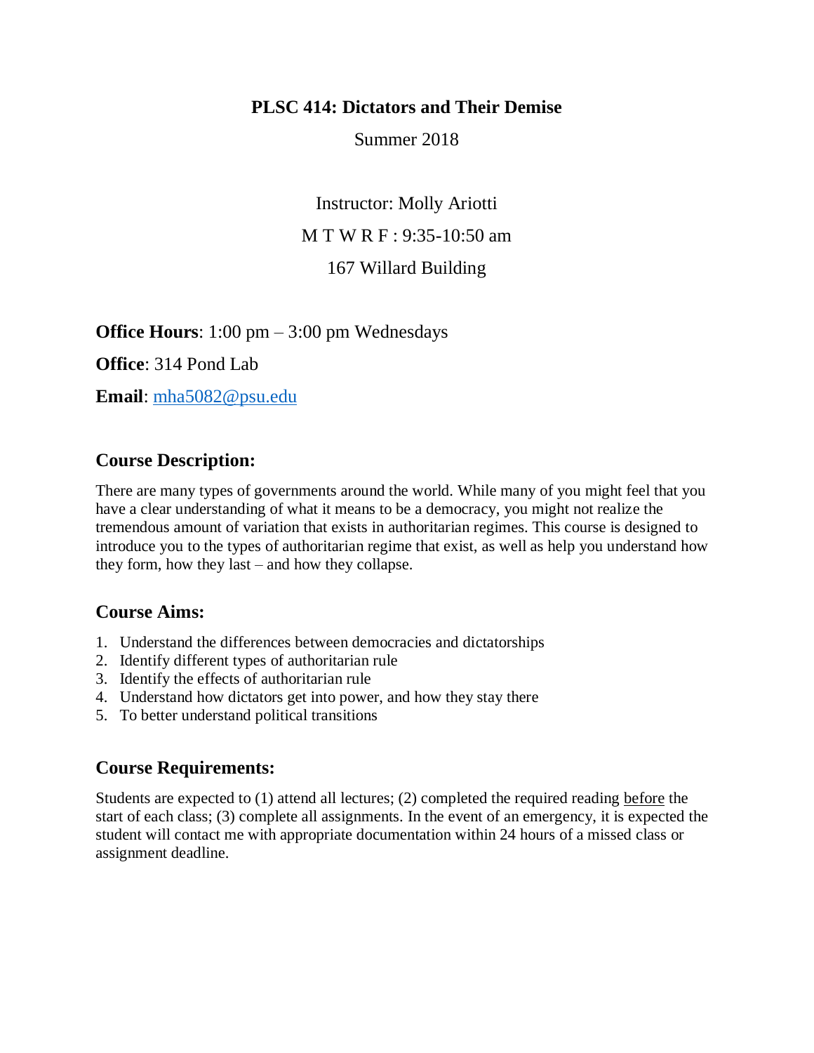# PLSC 414: Dictators and Their Demise

Summer 2018

Instructor: Molly Ariotti

M T W R F : 9:35-10:50 am

167 Willard Building

**Office Hours**: 1:00 pm – 3:00 pm Wednesdays

**Office**: 314 Pond Lab

**Email**: mha5082@psu.edu

## Course Description:

There are many types of governments around the world. While many of you might feel that you have a clear understanding of what it means to be a democracy, you might not realize the tremendous amount of variation that exists in authoritarian regimes. This course is designed to introduce you to the types of authoritarian regime that exist, as well as help you understand how they form, how they last – and how they collapse.

## Course Aims:

1. Understand the differences between democracies and dictatorships
2. Identify different types of authoritarian rule
3. Identify the effects of authoritarian rule
4. Understand how dictators get into power, and how they stay there
5. To better understand political transitions

## Course Requirements:

Students are expected to (1) attend all lectures; (2) completed the required reading before the start of each class; (3) complete all assignments. In the event of an emergency, it is expected the student will contact me with appropriate documentation within 24 hours of a missed class or assignment deadline.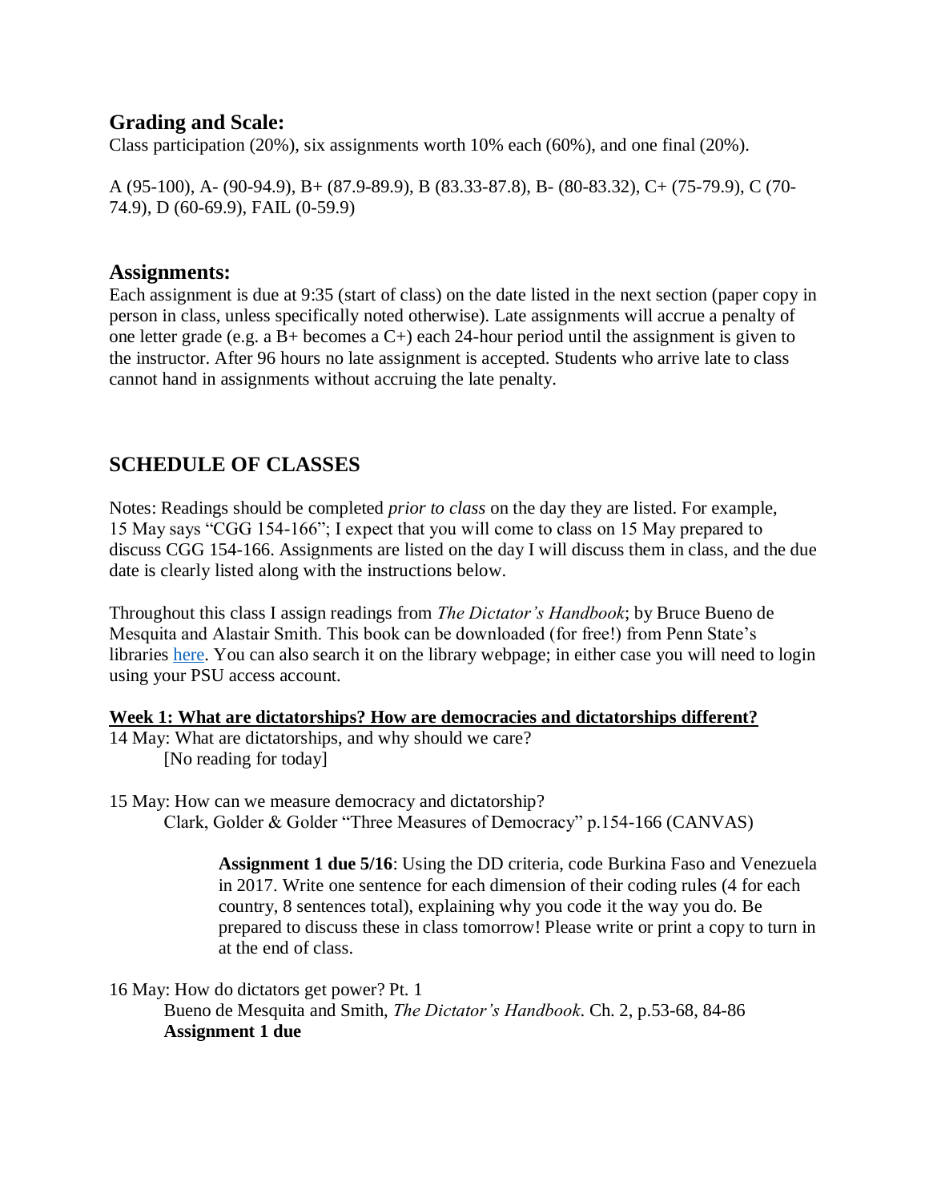## Grading and Scale:

Class participation (20%), six assignments worth 10% each (60%), and one final (20%).

A (95-100), A- (90-94.9), B+ (87.9-89.9), B (83.33-87.8), B- (80-83.32), C+ (75-79.9), C (70-74.9), D (60-69.9), FAIL (0-59.9)

## Assignments:

Each assignment is due at 9:35 (start of class) on the date listed in the next section (paper copy in person in class, unless specifically noted otherwise). Late assignments will accrue a penalty of one letter grade (e.g. a B+ becomes a C+) each 24-hour period until the assignment is given to the instructor. After 96 hours no late assignment is accepted. Students who arrive late to class cannot hand in assignments without accruing the late penalty.

## SCHEDULE OF CLASSES

Notes: Readings should be completed *prior to class* on the day they are listed. For example, 15 May says "CGG 154-166"; I expect that you will come to class on 15 May prepared to discuss CGG 154-166. Assignments are listed on the day I will discuss them in class, and the due date is clearly listed along with the instructions below.

Throughout this class I assign readings from *The Dictator's Handbook*; by Bruce Bueno de Mesquita and Alastair Smith. This book can be downloaded (for free!) from Penn State's libraries here. You can also search it on the library webpage; in either case you will need to login using your PSU access account.

**Week 1: What are dictatorships? How are democracies and dictatorships different?**

14 May: What are dictatorships, and why should we care?
[No reading for today]

15 May: How can we measure democracy and dictatorship?
Clark, Golder & Golder "Three Measures of Democracy" p.154-166 (CANVAS)

> **Assignment 1 due 5/16**: Using the DD criteria, code Burkina Faso and Venezuela in 2017. Write one sentence for each dimension of their coding rules (4 for each country, 8 sentences total), explaining why you code it the way you do. Be prepared to discuss these in class tomorrow! Please write or print a copy to turn in at the end of class.

16 May: How do dictators get power? Pt. 1
Bueno de Mesquita and Smith, *The Dictator's Handbook*. Ch. 2, p.53-68, 84-86
**Assignment 1 due**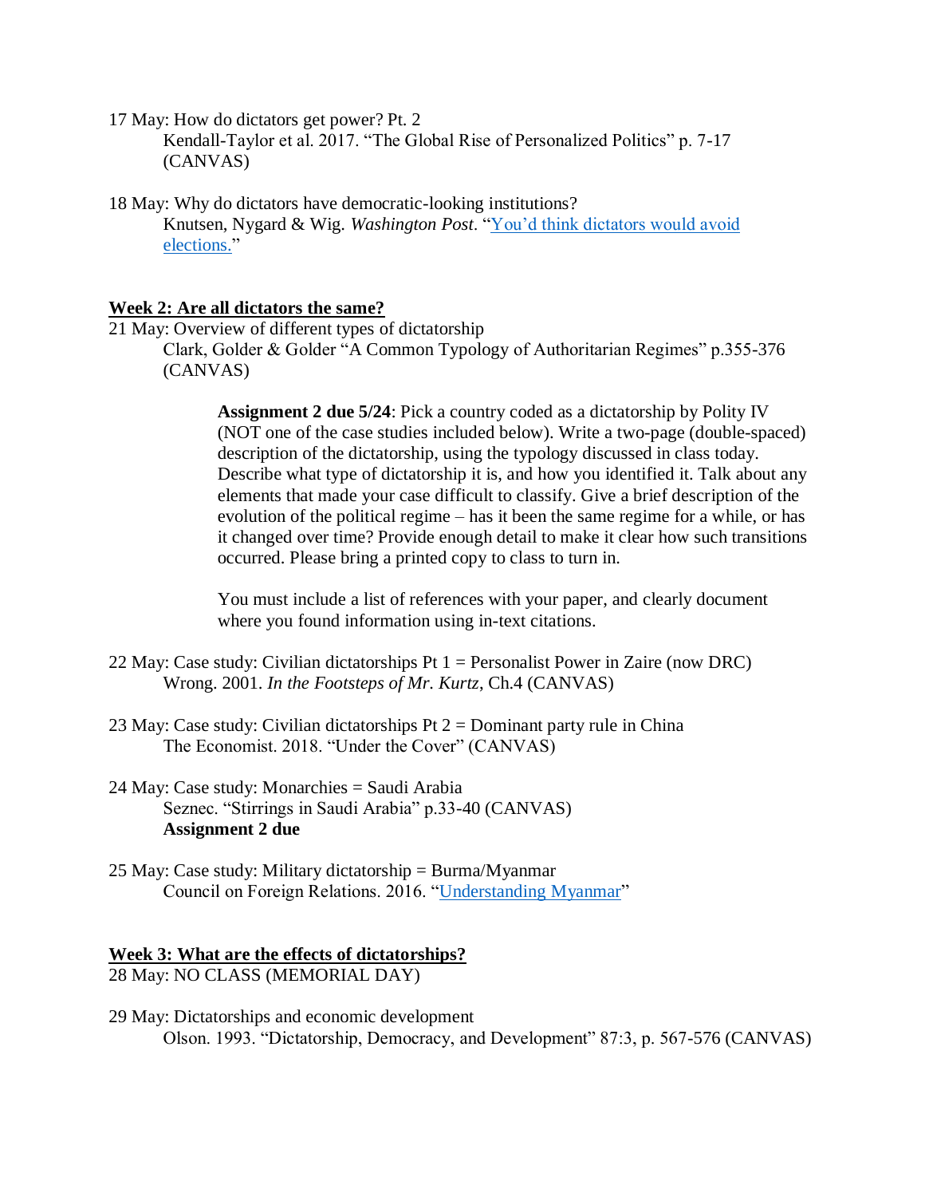17 May: How do dictators get power? Pt. 2

Kendall-Taylor et al. 2017. "The Global Rise of Personalized Politics" p. 7-17 (CANVAS)

18 May: Why do dictators have democratic-looking institutions?

Knutsen, Nygard & Wig. *Washington Post*. "You'd think dictators would avoid elections."

## Week 2: Are all dictators the same?

21 May: Overview of different types of dictatorship

Clark, Golder & Golder "A Common Typology of Authoritarian Regimes" p.355-376 (CANVAS)

> **Assignment 2 due 5/24**: Pick a country coded as a dictatorship by Polity IV (NOT one of the case studies included below). Write a two-page (double-spaced) description of the dictatorship, using the typology discussed in class today. Describe what type of dictatorship it is, and how you identified it. Talk about any elements that made your case difficult to classify. Give a brief description of the evolution of the political regime – has it been the same regime for a while, or has it changed over time? Provide enough detail to make it clear how such transitions occurred. Please bring a printed copy to class to turn in.
>
> You must include a list of references with your paper, and clearly document where you found information using in-text citations.

22 May: Case study: Civilian dictatorships Pt 1 = Personalist Power in Zaire (now DRC)

Wrong. 2001. *In the Footsteps of Mr. Kurtz*, Ch.4 (CANVAS)

23 May: Case study: Civilian dictatorships Pt 2 = Dominant party rule in China

The Economist. 2018. "Under the Cover" (CANVAS)

24 May: Case study: Monarchies = Saudi Arabia

Seznec. "Stirrings in Saudi Arabia" p.33-40 (CANVAS)

**Assignment 2 due**

25 May: Case study: Military dictatorship = Burma/Myanmar

Council on Foreign Relations. 2016. "Understanding Myanmar"

## Week 3: What are the effects of dictatorships?

28 May: NO CLASS (MEMORIAL DAY)

29 May: Dictatorships and economic development

Olson. 1993. "Dictatorship, Democracy, and Development" 87:3, p. 567-576 (CANVAS)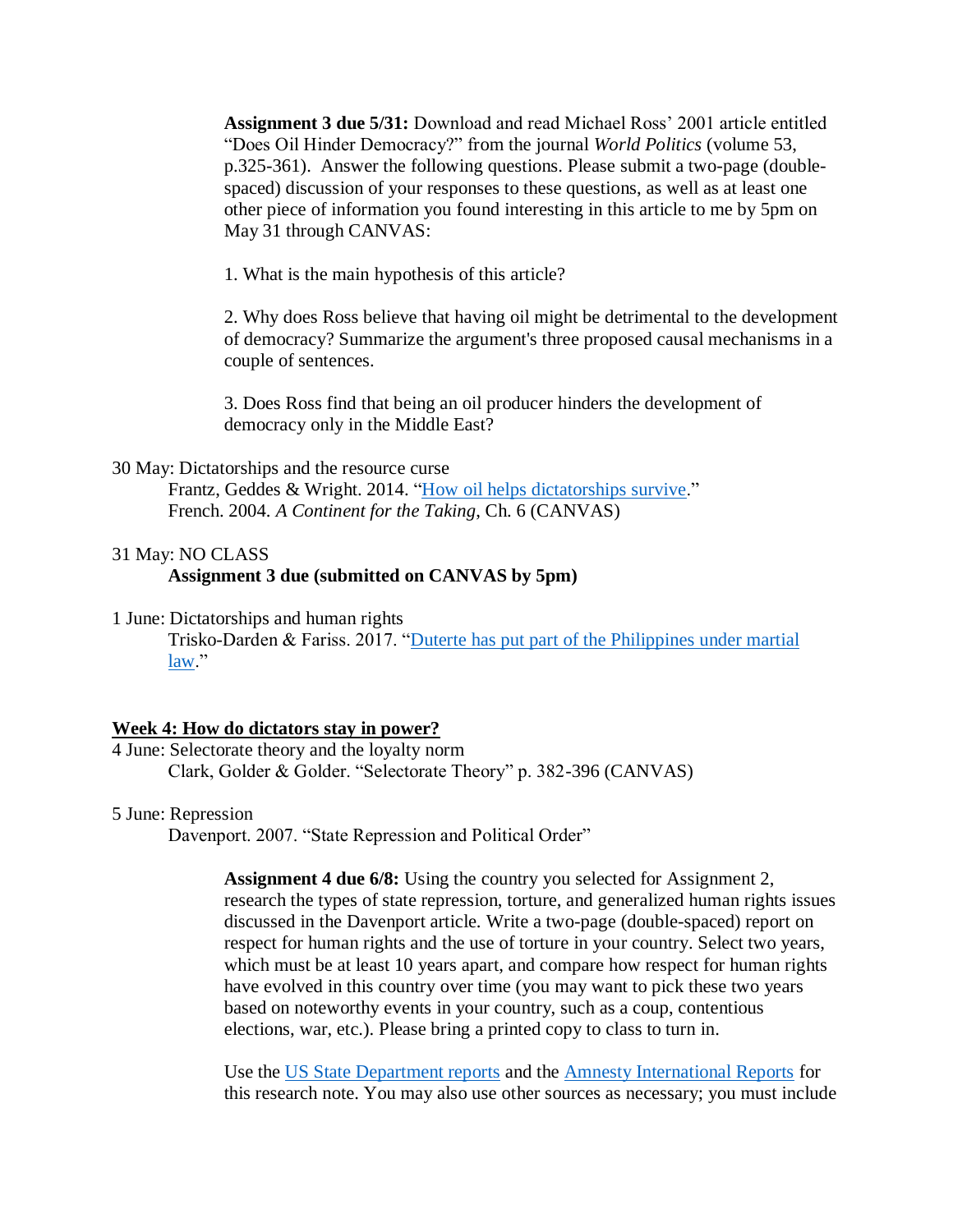**Assignment 3 due 5/31:** Download and read Michael Ross' 2001 article entitled "Does Oil Hinder Democracy?" from the journal *World Politics* (volume 53, p.325-361). Answer the following questions. Please submit a two-page (double-spaced) discussion of your responses to these questions, as well as at least one other piece of information you found interesting in this article to me by 5pm on May 31 through CANVAS:

1. What is the main hypothesis of this article?

2. Why does Ross believe that having oil might be detrimental to the development of democracy? Summarize the argument's three proposed causal mechanisms in a couple of sentences.

3. Does Ross find that being an oil producer hinders the development of democracy only in the Middle East?

30 May: Dictatorships and the resource curse
Frantz, Geddes & Wright. 2014. "How oil helps dictatorships survive."
French. 2004. *A Continent for the Taking*, Ch. 6 (CANVAS)

31 May: NO CLASS
**Assignment 3 due (submitted on CANVAS by 5pm)**

1 June: Dictatorships and human rights
Trisko-Darden & Fariss. 2017. "Duterte has put part of the Philippines under martial law."

## Week 4: How do dictators stay in power?

4 June: Selectorate theory and the loyalty norm
Clark, Golder & Golder. "Selectorate Theory" p. 382-396 (CANVAS)

5 June: Repression
Davenport. 2007. "State Repression and Political Order"

**Assignment 4 due 6/8:** Using the country you selected for Assignment 2, research the types of state repression, torture, and generalized human rights issues discussed in the Davenport article. Write a two-page (double-spaced) report on respect for human rights and the use of torture in your country. Select two years, which must be at least 10 years apart, and compare how respect for human rights have evolved in this country over time (you may want to pick these two years based on noteworthy events in your country, such as a coup, contentious elections, war, etc.). Please bring a printed copy to class to turn in.

Use the US State Department reports and the Amnesty International Reports for this research note. You may also use other sources as necessary; you must include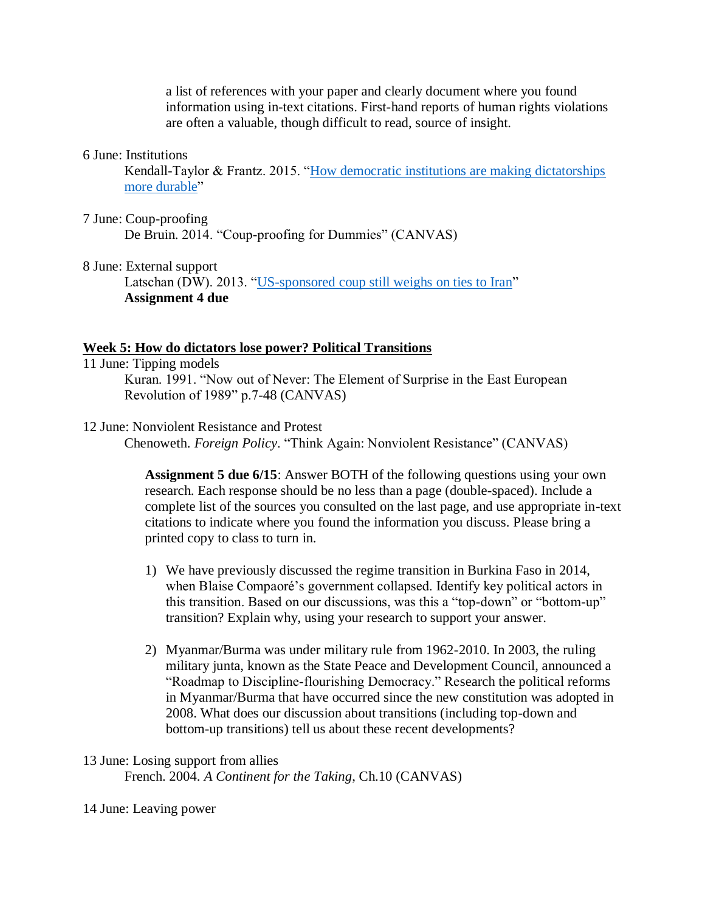a list of references with your paper and clearly document where you found information using in-text citations. First-hand reports of human rights violations are often a valuable, though difficult to read, source of insight.

6 June: Institutions
Kendall-Taylor & Frantz. 2015. "[How democratic institutions are making dictatorships more durable]()"

7 June: Coup-proofing
De Bruin. 2014. "Coup-proofing for Dummies" (CANVAS)

8 June: External support
Latschan (DW). 2013. "[US-sponsored coup still weighs on ties to Iran]()"
**Assignment 4 due**

## **Week 5: How do dictators lose power? Political Transitions**

11 June: Tipping models
Kuran. 1991. "Now out of Never: The Element of Surprise in the East European Revolution of 1989" p.7-48 (CANVAS)

12 June: Nonviolent Resistance and Protest
Chenoweth. *Foreign Policy*. "Think Again: Nonviolent Resistance" (CANVAS)

**Assignment 5 due 6/15**: Answer BOTH of the following questions using your own research. Each response should be no less than a page (double-spaced). Include a complete list of the sources you consulted on the last page, and use appropriate in-text citations to indicate where you found the information you discuss. Please bring a printed copy to class to turn in.

1) We have previously discussed the regime transition in Burkina Faso in 2014, when Blaise Compaoré's government collapsed. Identify key political actors in this transition. Based on our discussions, was this a "top-down" or "bottom-up" transition? Explain why, using your research to support your answer.

2) Myanmar/Burma was under military rule from 1962-2010. In 2003, the ruling military junta, known as the State Peace and Development Council, announced a "Roadmap to Discipline-flourishing Democracy." Research the political reforms in Myanmar/Burma that have occurred since the new constitution was adopted in 2008. What does our discussion about transitions (including top-down and bottom-up transitions) tell us about these recent developments?

13 June: Losing support from allies
French. 2004. *A Continent for the Taking*, Ch.10 (CANVAS)

14 June: Leaving power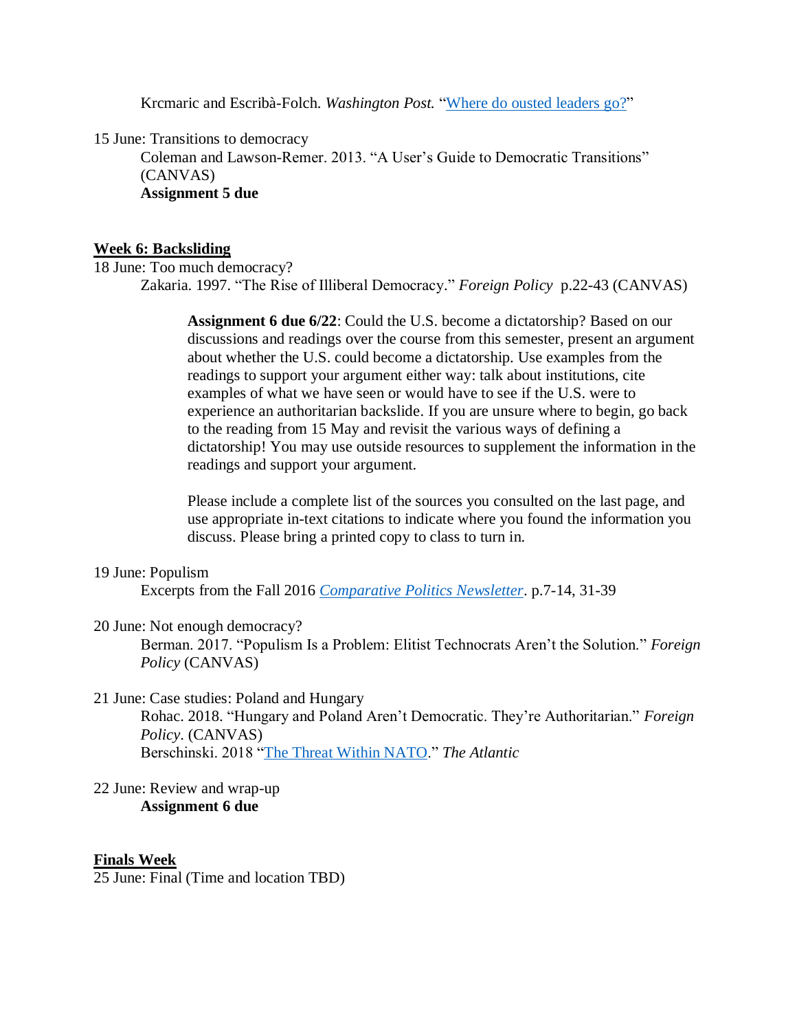Krcmaric and Escribà-Folch. *Washington Post.* "Where do ousted leaders go?"

15 June: Transitions to democracy
Coleman and Lawson-Remer. 2013. "A User's Guide to Democratic Transitions" (CANVAS)
**Assignment 5 due**

## Week 6: Backsliding

18 June: Too much democracy?
Zakaria. 1997. "The Rise of Illiberal Democracy." *Foreign Policy* p.22-43 (CANVAS)

> **Assignment 6 due 6/22**: Could the U.S. become a dictatorship? Based on our discussions and readings over the course from this semester, present an argument about whether the U.S. could become a dictatorship. Use examples from the readings to support your argument either way: talk about institutions, cite examples of what we have seen or would have to see if the U.S. were to experience an authoritarian backslide. If you are unsure where to begin, go back to the reading from 15 May and revisit the various ways of defining a dictatorship! You may use outside resources to supplement the information in the readings and support your argument.
>
> Please include a complete list of the sources you consulted on the last page, and use appropriate in-text citations to indicate where you found the information you discuss. Please bring a printed copy to class to turn in.

19 June: Populism
Excerpts from the Fall 2016 *Comparative Politics Newsletter*. p.7-14, 31-39

20 June: Not enough democracy?
Berman. 2017. "Populism Is a Problem: Elitist Technocrats Aren't the Solution." *Foreign Policy* (CANVAS)

21 June: Case studies: Poland and Hungary
Rohac. 2018. "Hungary and Poland Aren't Democratic. They're Authoritarian." *Foreign Policy*. (CANVAS)
Berschinski. 2018 "The Threat Within NATO." *The Atlantic*

22 June: Review and wrap-up
**Assignment 6 due**

## Finals Week

25 June: Final (Time and location TBD)